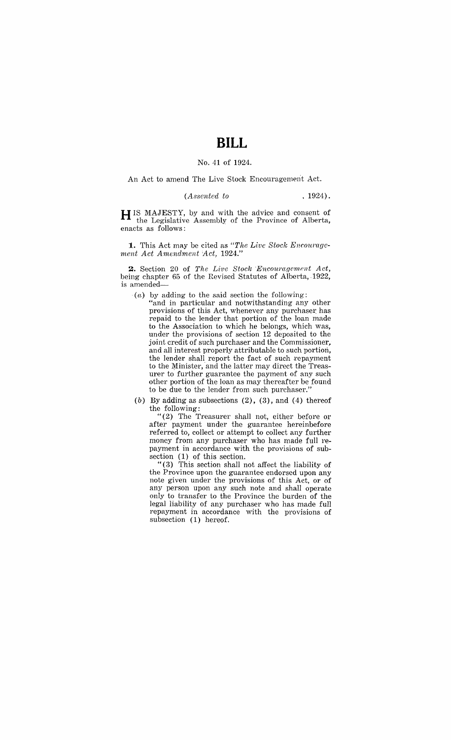# BILL

No. 41 of 1924.

An Act to amend The Live Stock Encouragement Act.

*(Assented to , 1924).*

HIS MAJESTY, by and with the advice and consent of the Legislative Assembly of the Province of Alberta, enacts as follows:

**1.** This Act may be cited as *"The Live Stock Encouragement Act Amendment Act, 1924."*

**2.** Section 20 of *The Live Stock Encouragement Act*, being chapter 65 of the Revised Statutes of Alberta, 1922, is amended—

(*a*) by adding to the said section the following:

"and in particular and notwithstanding any other provisions of this Act, whenever any purchaser has repaid to the lender that portion of the loan made to the Association to which he belongs, which was, under the provisions of section 12 deposited to the joint credit of such purchaser and the Commissioner, and all interest properly attributable to such portion, the lender shall report the fact of such repayment to the Minister, and the latter may direct the Treasurer to further guarantee the payment of any such other portion of the loan as may thereafter be found to be due to the lender from such purchaser."

(*b*) By adding as subsections (2), (3), and (4) thereof the following:

"(2) The Treasurer shall not, either before or after payment under the guarantee hereinbefore referred to, collect or attempt to collect any further money from any purchaser who has made full repayment in accordance with the provisions of subsection (1) of this section.

"(3) This section shall not affect the liability of the Province upon the guarantee endorsed upon any note given under the provisions of this Act, or of any person upon any such note and shall operate only to transfer to the Province the burden of the legal liability of any purchaser who has made full repayment in accordance with the provisions of subsection (1) hereof.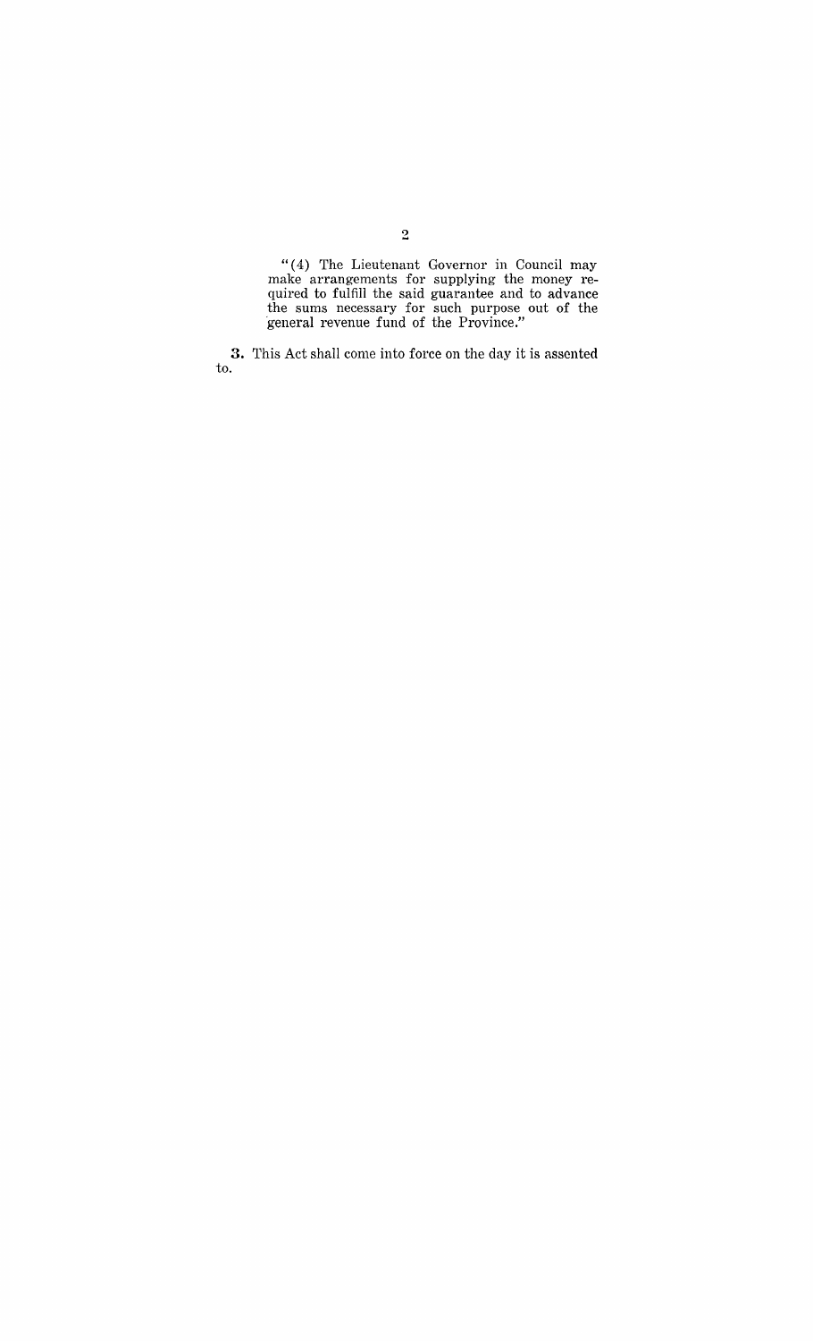"(4) The Lieutenant Governor in Council may make arrangements for supplying the money required to fulfill the said guarantee and to advance the sums necessary for such purpose out of the general revenue fund of the Province."

**3.** This Act shall come into force on the day it is assented to.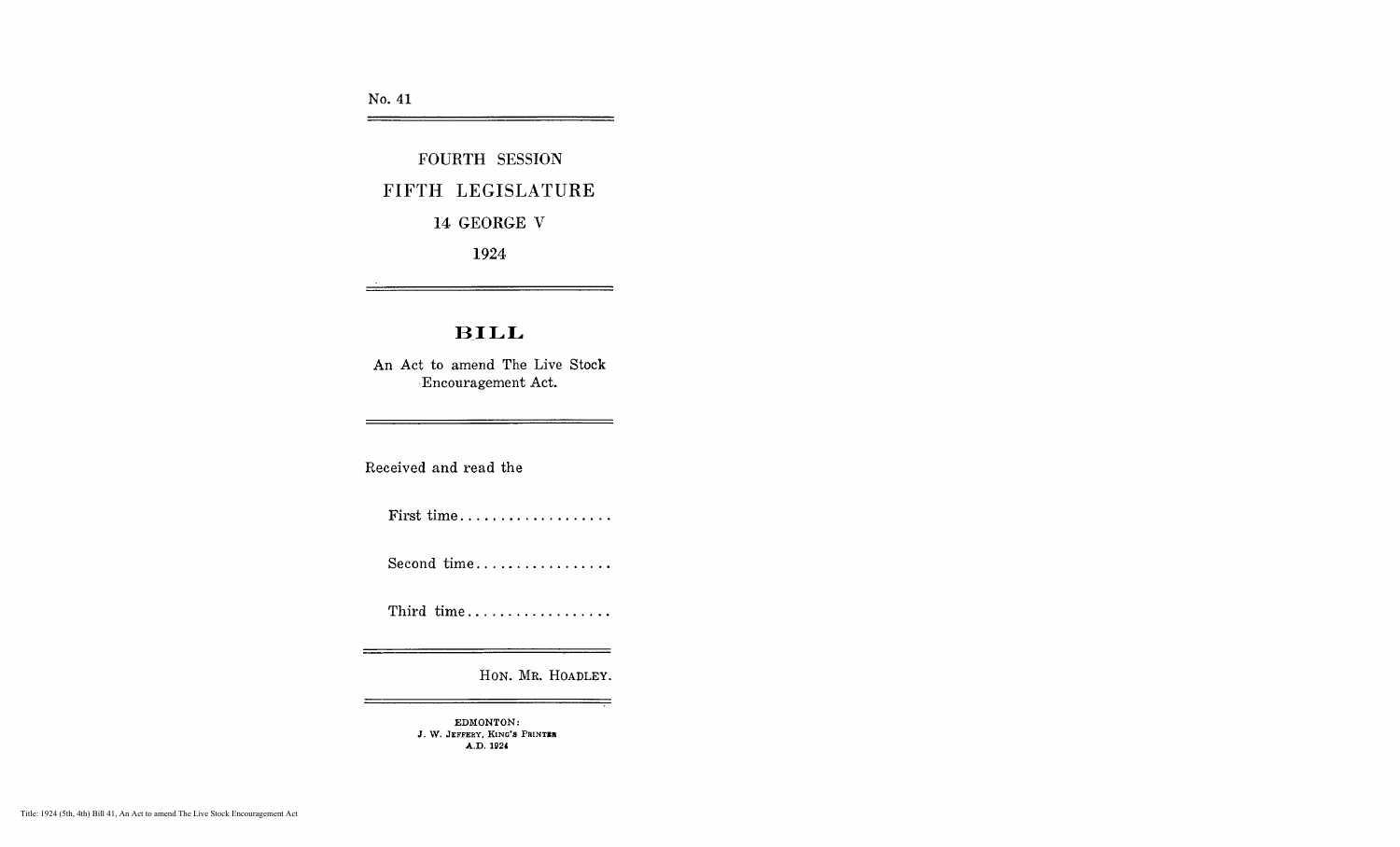No. 41

FOURTH SESSION

FIFTH LEGISLATURE

14 GEORGE V

1924

# BILL

An Act to amend The Live Stock Encouragement Act.

Received and read the

First time..................

Second time................

Third time.................

HON. MR. HOADLEY.

EDMONTON:
J. W. JEFFERY, KING'S PRINTER
A.D. 1924